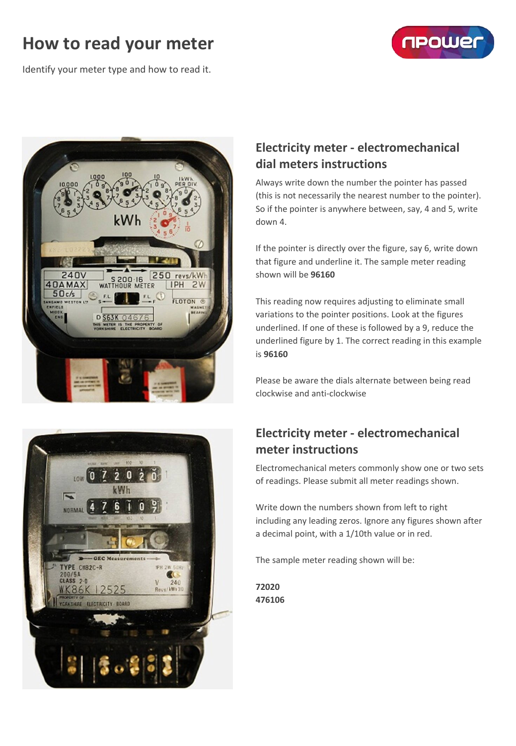# How to read your meter

Identify your meter type and how to read it.

## Electricity meter - electromechanical dial meters instructions

Always write down the number the pointer has passed (this is not necessarily the nearest number to the pointer). So if the pointer is anywhere between, say, 4 and 5, write down 4.

If the pointer is directly over the figure, say 6, write down that figure and underline it. The sample meter reading shown will be **96160**

This reading now requires adjusting to eliminate small variations to the pointer positions. Look at the figures underlined. If one of these is followed by a 9, reduce the underlined figure by 1. The correct reading in this example is **96160**

Please be aware the dials alternate between being read clockwise and anti-clockwise

## Electricity meter - electromechanical meter instructions

Electromechanical meters commonly show one or two sets of readings. Please submit all meter readings shown.

Write down the numbers shown from left to right including any leading zeros. Ignore any figures shown after a decimal point, with a 1/10th value or in red.

The sample meter reading shown will be:

**72020**
**476106**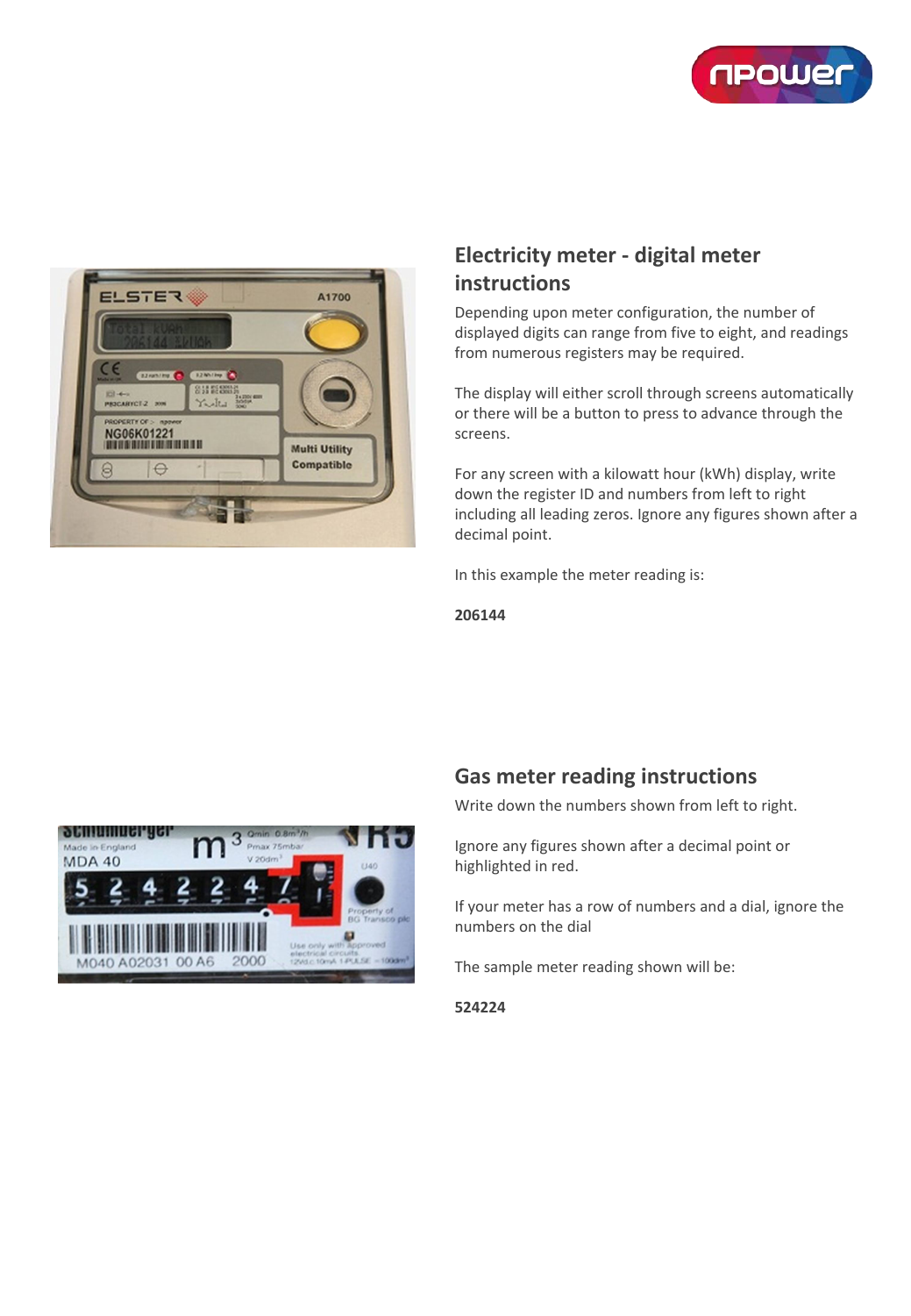## Electricity meter - digital meter instructions

Depending upon meter configuration, the number of displayed digits can range from five to eight, and readings from numerous registers may be required.

The display will either scroll through screens automatically or there will be a button to press to advance through the screens.

For any screen with a kilowatt hour (kWh) display, write down the register ID and numbers from left to right including all leading zeros. Ignore any figures shown after a decimal point.

In this example the meter reading is:

**206144**

## Gas meter reading instructions

Write down the numbers shown from left to right.

Ignore any figures shown after a decimal point or highlighted in red.

If your meter has a row of numbers and a dial, ignore the numbers on the dial

The sample meter reading shown will be:

**524224**